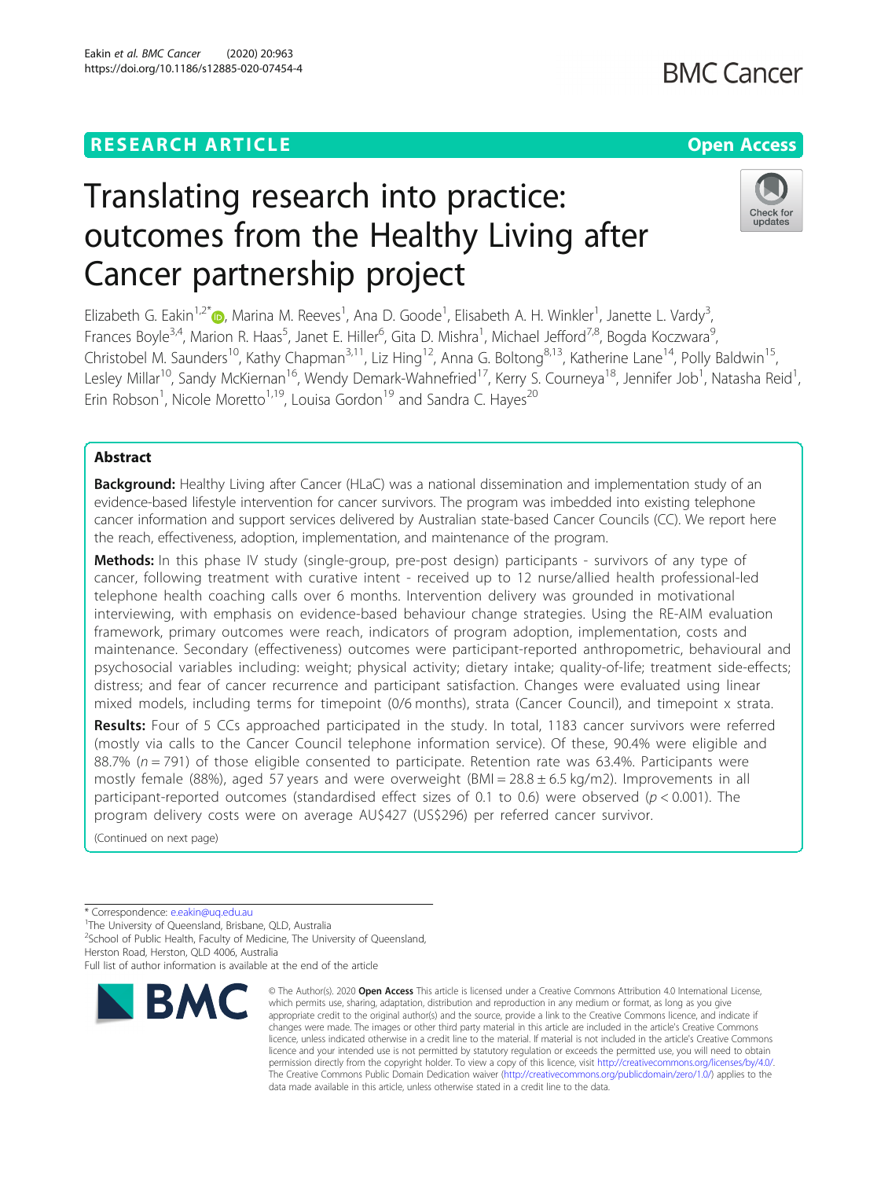RESEARCH ARTICLE

Open Access

# Translating research into practice: outcomes from the Healthy Living after Cancer partnership project

Elizabeth G. Eakin[1,2*], Marina M. Reeves[1], Ana D. Goode[1], Elisabeth A. H. Winkler[1], Janette L. Vardy[3], Frances Boyle[3,4], Marion R. Haas[5], Janet E. Hiller[6], Gita D. Mishra[1], Michael Jefford[7,8], Bogda Koczwara[9], Christobel M. Saunders[10], Kathy Chapman[3,11], Liz Hing[12], Anna G. Boltong[8,13], Katherine Lane[14], Polly Baldwin[15], Lesley Millar[10], Sandy McKiernan[16], Wendy Demark-Wahnefried[17], Kerry S. Courneya[18], Jennifer Job[1], Natasha Reid[1], Erin Robson[1], Nicole Moretto[1,19], Louisa Gordon[19] and Sandra C. Hayes[20]

## Abstract

**Background:** Healthy Living after Cancer (HLaC) was a national dissemination and implementation study of an evidence-based lifestyle intervention for cancer survivors. The program was imbedded into existing telephone cancer information and support services delivered by Australian state-based Cancer Councils (CC). We report here the reach, effectiveness, adoption, implementation, and maintenance of the program.

**Methods:** In this phase IV study (single-group, pre-post design) participants - survivors of any type of cancer, following treatment with curative intent - received up to 12 nurse/allied health professional-led telephone health coaching calls over 6 months. Intervention delivery was grounded in motivational interviewing, with emphasis on evidence-based behaviour change strategies. Using the RE-AIM evaluation framework, primary outcomes were reach, indicators of program adoption, implementation, costs and maintenance. Secondary (effectiveness) outcomes were participant-reported anthropometric, behavioural and psychosocial variables including: weight; physical activity; dietary intake; quality-of-life; treatment side-effects; distress; and fear of cancer recurrence and participant satisfaction. Changes were evaluated using linear mixed models, including terms for timepoint (0/6 months), strata (Cancer Council), and timepoint x strata.

**Results:** Four of 5 CCs approached participated in the study. In total, 1183 cancer survivors were referred (mostly via calls to the Cancer Council telephone information service). Of these, 90.4% were eligible and 88.7% ($n = 791$) of those eligible consented to participate. Retention rate was 63.4%. Participants were mostly female (88%), aged 57 years and were overweight (BMI = 28.8 ± 6.5 kg/m2). Improvements in all participant-reported outcomes (standardised effect sizes of 0.1 to 0.6) were observed ($p < 0.001$). The program delivery costs were on average AU$427 (US$296) per referred cancer survivor.

(Continued on next page)

* Correspondence: e.eakin@uq.edu.au

[1]The University of Queensland, Brisbane, QLD, Australia

[2]School of Public Health, Faculty of Medicine, The University of Queensland, Herston Road, Herston, QLD 4006, Australia

Full list of author information is available at the end of the article

© The Author(s). 2020 **Open Access** This article is licensed under a Creative Commons Attribution 4.0 International License, which permits use, sharing, adaptation, distribution and reproduction in any medium or format, as long as you give appropriate credit to the original author(s) and the source, provide a link to the Creative Commons licence, and indicate if changes were made. The images or other third party material in this article are included in the article's Creative Commons licence, unless indicated otherwise in a credit line to the material. If material is not included in the article's Creative Commons licence and your intended use is not permitted by statutory regulation or exceeds the permitted use, you will need to obtain permission directly from the copyright holder. To view a copy of this licence, visit http://creativecommons.org/licenses/by/4.0/. The Creative Commons Public Domain Dedication waiver (http://creativecommons.org/publicdomain/zero/1.0/) applies to the data made available in this article, unless otherwise stated in a credit line to the data.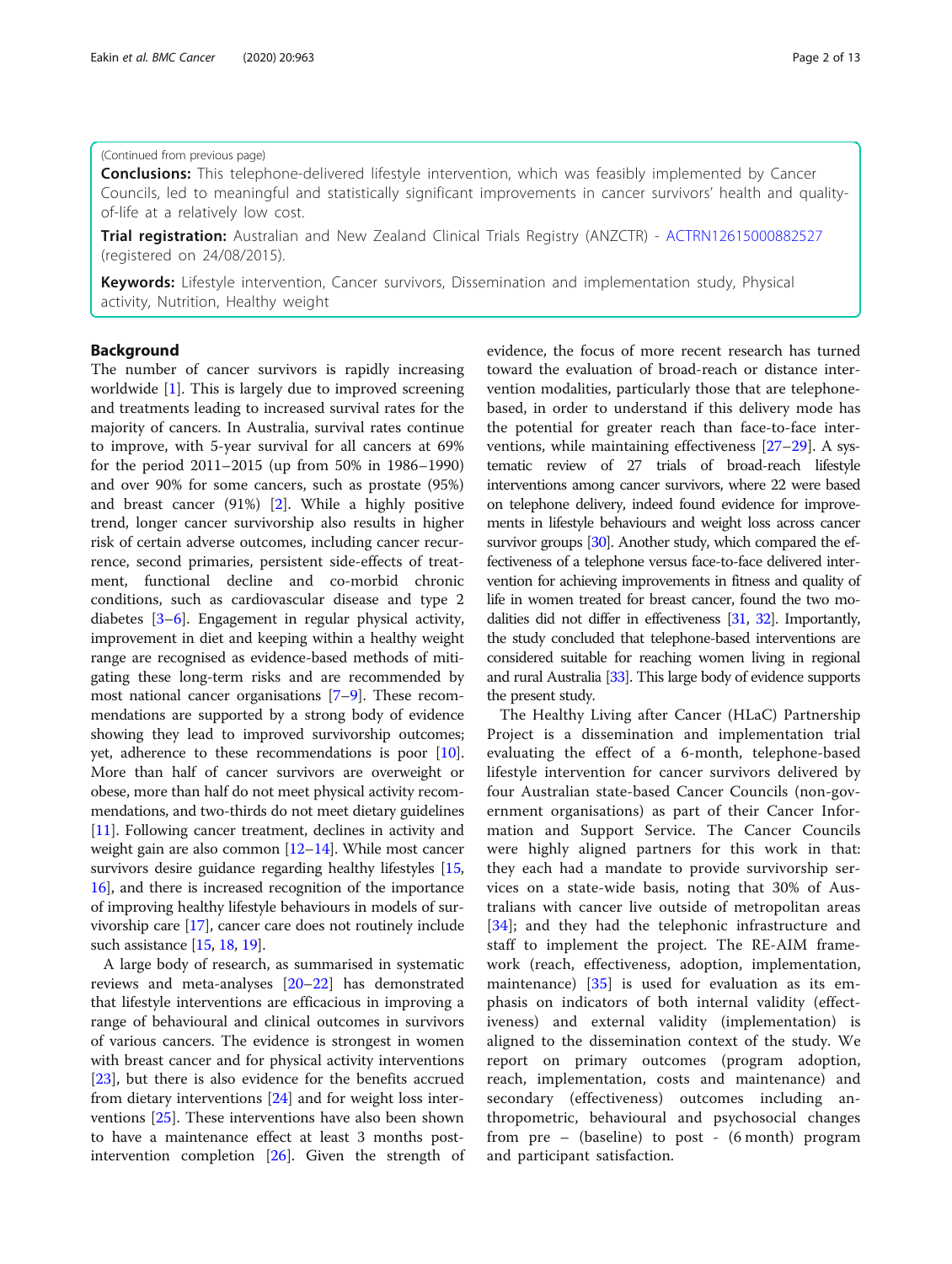(Continued from previous page)

**Conclusions:** This telephone-delivered lifestyle intervention, which was feasibly implemented by Cancer Councils, led to meaningful and statistically significant improvements in cancer survivors' health and quality-of-life at a relatively low cost.

**Trial registration:** Australian and New Zealand Clinical Trials Registry (ANZCTR) - ACTRN12615000882527 (registered on 24/08/2015).

**Keywords:** Lifestyle intervention, Cancer survivors, Dissemination and implementation study, Physical activity, Nutrition, Healthy weight

## Background

The number of cancer survivors is rapidly increasing worldwide [1]. This is largely due to improved screening and treatments leading to increased survival rates for the majority of cancers. In Australia, survival rates continue to improve, with 5-year survival for all cancers at 69% for the period 2011–2015 (up from 50% in 1986–1990) and over 90% for some cancers, such as prostate (95%) and breast cancer (91%) [2]. While a highly positive trend, longer cancer survivorship also results in higher risk of certain adverse outcomes, including cancer recurrence, second primaries, persistent side-effects of treatment, functional decline and co-morbid chronic conditions, such as cardiovascular disease and type 2 diabetes [3–6]. Engagement in regular physical activity, improvement in diet and keeping within a healthy weight range are recognised as evidence-based methods of mitigating these long-term risks and are recommended by most national cancer organisations [7–9]. These recommendations are supported by a strong body of evidence showing they lead to improved survivorship outcomes; yet, adherence to these recommendations is poor [10]. More than half of cancer survivors are overweight or obese, more than half do not meet physical activity recommendations, and two-thirds do not meet dietary guidelines [11]. Following cancer treatment, declines in activity and weight gain are also common [12–14]. While most cancer survivors desire guidance regarding healthy lifestyles [15, 16], and there is increased recognition of the importance of improving healthy lifestyle behaviours in models of survivorship care [17], cancer care does not routinely include such assistance [15, 18, 19].

A large body of research, as summarised in systematic reviews and meta-analyses [20–22] has demonstrated that lifestyle interventions are efficacious in improving a range of behavioural and clinical outcomes in survivors of various cancers. The evidence is strongest in women with breast cancer and for physical activity interventions [23], but there is also evidence for the benefits accrued from dietary interventions [24] and for weight loss interventions [25]. These interventions have also been shown to have a maintenance effect at least 3 months post-intervention completion [26]. Given the strength of evidence, the focus of more recent research has turned toward the evaluation of broad-reach or distance intervention modalities, particularly those that are telephone-based, in order to understand if this delivery mode has the potential for greater reach than face-to-face interventions, while maintaining effectiveness [27–29]. A systematic review of 27 trials of broad-reach lifestyle interventions among cancer survivors, where 22 were based on telephone delivery, indeed found evidence for improvements in lifestyle behaviours and weight loss across cancer survivor groups [30]. Another study, which compared the effectiveness of a telephone versus face-to-face delivered intervention for achieving improvements in fitness and quality of life in women treated for breast cancer, found the two modalities did not differ in effectiveness [31, 32]. Importantly, the study concluded that telephone-based interventions are considered suitable for reaching women living in regional and rural Australia [33]. This large body of evidence supports the present study.

The Healthy Living after Cancer (HLaC) Partnership Project is a dissemination and implementation trial evaluating the effect of a 6-month, telephone-based lifestyle intervention for cancer survivors delivered by four Australian state-based Cancer Councils (non-government organisations) as part of their Cancer Information and Support Service. The Cancer Councils were highly aligned partners for this work in that: they each had a mandate to provide survivorship services on a state-wide basis, noting that 30% of Australians with cancer live outside of metropolitan areas [34]; and they had the telephonic infrastructure and staff to implement the project. The RE-AIM framework (reach, effectiveness, adoption, implementation, maintenance) [35] is used for evaluation as its emphasis on indicators of both internal validity (effectiveness) and external validity (implementation) is aligned to the dissemination context of the study. We report on primary outcomes (program adoption, reach, implementation, costs and maintenance) and secondary (effectiveness) outcomes including anthropometric, behavioural and psychosocial changes from pre – (baseline) to post - (6 month) program and participant satisfaction.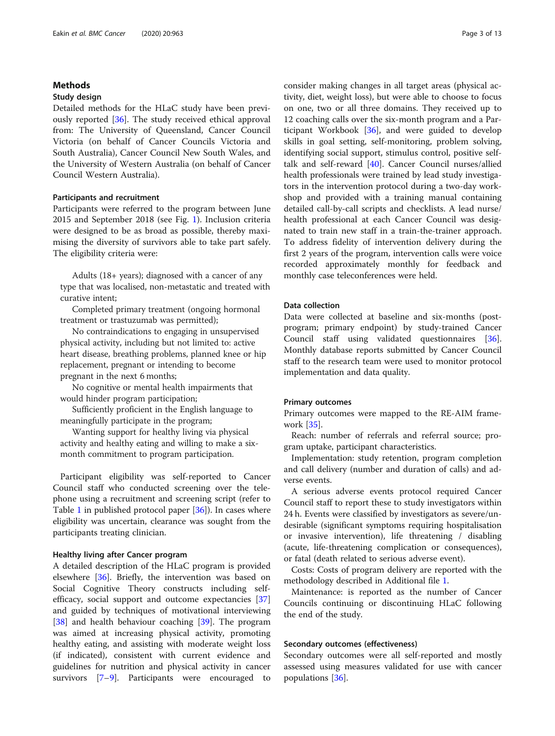## Methods

### Study design

Detailed methods for the HLaC study have been previously reported [36]. The study received ethical approval from: The University of Queensland, Cancer Council Victoria (on behalf of Cancer Councils Victoria and South Australia), Cancer Council New South Wales, and the University of Western Australia (on behalf of Cancer Council Western Australia).

### Participants and recruitment

Participants were referred to the program between June 2015 and September 2018 (see Fig. 1). Inclusion criteria were designed to be as broad as possible, thereby maximising the diversity of survivors able to take part safely. The eligibility criteria were:

> Adults (18+ years); diagnosed with a cancer of any type that was localised, non-metastatic and treated with curative intent;
>
> Completed primary treatment (ongoing hormonal treatment or trastuzumab was permitted);
>
> No contraindications to engaging in unsupervised physical activity, including but not limited to: active heart disease, breathing problems, planned knee or hip replacement, pregnant or intending to become pregnant in the next 6 months;
>
> No cognitive or mental health impairments that would hinder program participation;
>
> Sufficiently proficient in the English language to meaningfully participate in the program;
>
> Wanting support for healthy living via physical activity and healthy eating and willing to make a six-month commitment to program participation.

Participant eligibility was self-reported to Cancer Council staff who conducted screening over the telephone using a recruitment and screening script (refer to Table 1 in published protocol paper [36]). In cases where eligibility was uncertain, clearance was sought from the participants treating clinician.

### Healthy living after Cancer program

A detailed description of the HLaC program is provided elsewhere [36]. Briefly, the intervention was based on Social Cognitive Theory constructs including self-efficacy, social support and outcome expectancies [37] and guided by techniques of motivational interviewing [38] and health behaviour coaching [39]. The program was aimed at increasing physical activity, promoting healthy eating, and assisting with moderate weight loss (if indicated), consistent with current evidence and guidelines for nutrition and physical activity in cancer survivors [7–9]. Participants were encouraged to consider making changes in all target areas (physical activity, diet, weight loss), but were able to choose to focus on one, two or all three domains. They received up to 12 coaching calls over the six-month program and a Participant Workbook [36], and were guided to develop skills in goal setting, self-monitoring, problem solving, identifying social support, stimulus control, positive self-talk and self-reward [40]. Cancer Council nurses/allied health professionals were trained by lead study investigators in the intervention protocol during a two-day workshop and provided with a training manual containing detailed call-by-call scripts and checklists. A lead nurse/health professional at each Cancer Council was designated to train new staff in a train-the-trainer approach. To address fidelity of intervention delivery during the first 2 years of the program, intervention calls were voice recorded approximately monthly for feedback and monthly case teleconferences were held.

### Data collection

Data were collected at baseline and six-months (post-program; primary endpoint) by study-trained Cancer Council staff using validated questionnaires [36]. Monthly database reports submitted by Cancer Council staff to the research team were used to monitor protocol implementation and data quality.

### Primary outcomes

Primary outcomes were mapped to the RE-AIM framework [35].

Reach: number of referrals and referral source; program uptake, participant characteristics.

Implementation: study retention, program completion and call delivery (number and duration of calls) and adverse events.

A serious adverse events protocol required Cancer Council staff to report these to study investigators within 24 h. Events were classified by investigators as severe/undesirable (significant symptoms requiring hospitalisation or invasive intervention), life threatening / disabling (acute, life-threatening complication or consequences), or fatal (death related to serious adverse event).

Costs: Costs of program delivery are reported with the methodology described in Additional file 1.

Maintenance: is reported as the number of Cancer Councils continuing or discontinuing HLaC following the end of the study.

### Secondary outcomes (effectiveness)

Secondary outcomes were all self-reported and mostly assessed using measures validated for use with cancer populations [36].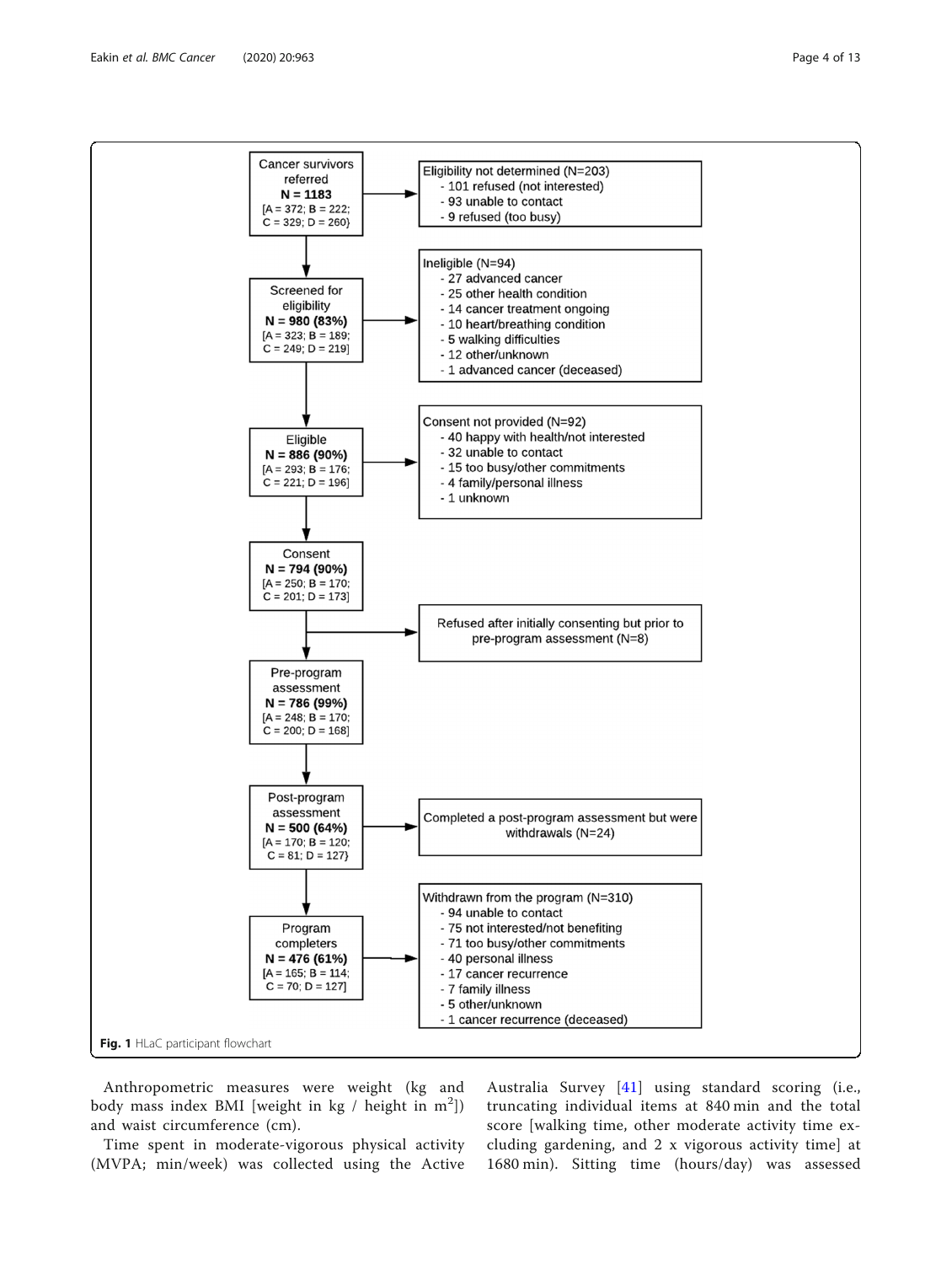Cancer survivors referred
**N = 1183**
[A = 372; B = 222; C = 329; D = 260}

Eligibility not determined (N=203)
- 101 refused (not interested)
- 93 unable to contact
- 9 refused (too busy)

Screened for eligibility
**N = 980 (83%)**
[A = 323; B = 189; C = 249; D = 219]

Ineligible (N=94)
- 27 advanced cancer
- 25 other health condition
- 14 cancer treatment ongoing
- 10 heart/breathing condition
- 5 walking difficulties
- 12 other/unknown
- 1 advanced cancer (deceased)

Eligible
**N = 886 (90%)**
[A = 293; B = 176; C = 221; D = 196]

Consent not provided (N=92)
- 40 happy with health/not interested
- 32 unable to contact
- 15 too busy/other commitments
- 4 family/personal illness
- 1 unknown

Consent
**N = 794 (90%)**
[A = 250; B = 170; C = 201; D = 173]

Refused after initially consenting but prior to pre-program assessment (N=8)

Pre-program assessment
**N = 786 (99%)**
[A = 248; B = 170; C = 200; D = 168]

Post-program assessment
**N = 500 (64%)**
[A = 170; B = 120; C = 81; D = 127}

Completed a post-program assessment but were withdrawals (N=24)

Program completers
**N = 476 (61%)**
[A = 165; B = 114; C = 70; D = 127]

Withdrawn from the program (N=310)
- 94 unable to contact
- 75 not interested/not benefiting
- 71 too busy/other commitments
- 40 personal illness
- 17 cancer recurrence
- 7 family illness
- 5 other/unknown
- 1 cancer recurrence (deceased)

**Fig. 1** HLaC participant flowchart

Anthropometric measures were weight (kg and body mass index BMI [weight in kg / height in $m^2$]) and waist circumference (cm).

Time spent in moderate-vigorous physical activity (MVPA; min/week) was collected using the Active Australia Survey [41] using standard scoring (i.e., truncating individual items at 840 min and the total score [walking time, other moderate activity time excluding gardening, and 2 x vigorous activity time] at 1680 min). Sitting time (hours/day) was assessed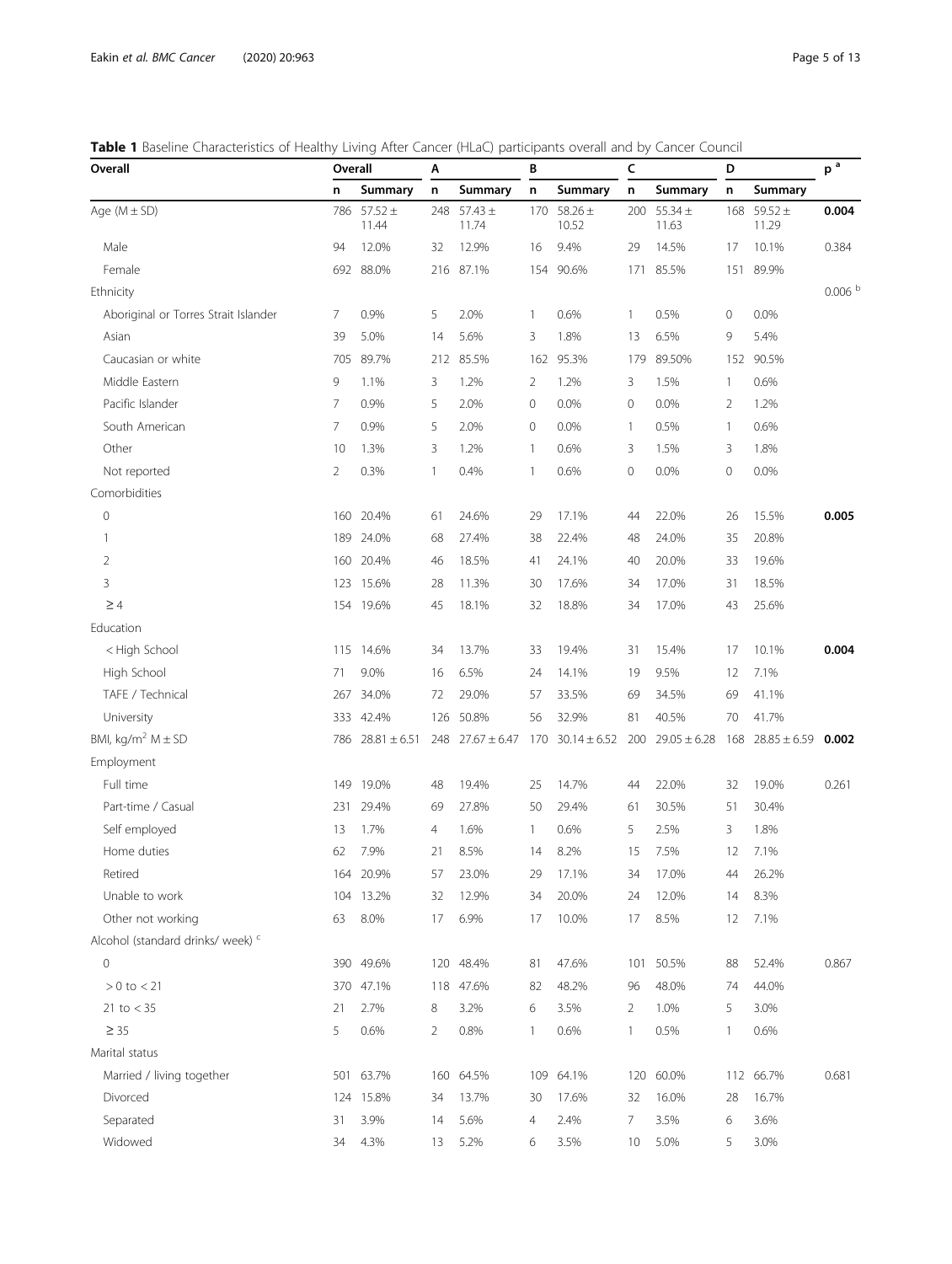**Table 1** Baseline Characteristics of Healthy Living After Cancer (HLaC) participants overall and by Cancer Council

| Overall | Overall | | A | | B | | C | | D | | p [a] |
|---|---|---|---|---|---|---|---|---|---|---|---|
| | n | Summary | n | Summary | n | Summary | n | Summary | n | Summary | |
| Age (M ± SD) | 786 | 57.52 ± 11.44 | 248 | 57.43 ± 11.74 | 170 | 58.26 ± 10.52 | 200 | 55.34 ± 11.63 | 168 | 59.52 ± 11.29 | **0.004** |
| Male | 94 | 12.0% | 32 | 12.9% | 16 | 9.4% | 29 | 14.5% | 17 | 10.1% | 0.384 |
| Female | 692 | 88.0% | 216 | 87.1% | 154 | 90.6% | 171 | 85.5% | 151 | 89.9% | |
| Ethnicity | | | | | | | | | | | 0.006 [b] |
| Aboriginal or Torres Strait Islander | 7 | 0.9% | 5 | 2.0% | 1 | 0.6% | 1 | 0.5% | 0 | 0.0% | |
| Asian | 39 | 5.0% | 14 | 5.6% | 3 | 1.8% | 13 | 6.5% | 9 | 5.4% | |
| Caucasian or white | 705 | 89.7% | 212 | 85.5% | 162 | 95.3% | 179 | 89.50% | 152 | 90.5% | |
| Middle Eastern | 9 | 1.1% | 3 | 1.2% | 2 | 1.2% | 3 | 1.5% | 1 | 0.6% | |
| Pacific Islander | 7 | 0.9% | 5 | 2.0% | 0 | 0.0% | 0 | 0.0% | 2 | 1.2% | |
| South American | 7 | 0.9% | 5 | 2.0% | 0 | 0.0% | 1 | 0.5% | 1 | 0.6% | |
| Other | 10 | 1.3% | 3 | 1.2% | 1 | 0.6% | 3 | 1.5% | 3 | 1.8% | |
| Not reported | 2 | 0.3% | 1 | 0.4% | 1 | 0.6% | 0 | 0.0% | 0 | 0.0% | |
| Comorbidities | | | | | | | | | | | |
| 0 | 160 | 20.4% | 61 | 24.6% | 29 | 17.1% | 44 | 22.0% | 26 | 15.5% | **0.005** |
| 1 | 189 | 24.0% | 68 | 27.4% | 38 | 22.4% | 48 | 24.0% | 35 | 20.8% | |
| 2 | 160 | 20.4% | 46 | 18.5% | 41 | 24.1% | 40 | 20.0% | 33 | 19.6% | |
| 3 | 123 | 15.6% | 28 | 11.3% | 30 | 17.6% | 34 | 17.0% | 31 | 18.5% | |
| ≥ 4 | 154 | 19.6% | 45 | 18.1% | 32 | 18.8% | 34 | 17.0% | 43 | 25.6% | |
| Education | | | | | | | | | | | |
| < High School | 115 | 14.6% | 34 | 13.7% | 33 | 19.4% | 31 | 15.4% | 17 | 10.1% | **0.004** |
| High School | 71 | 9.0% | 16 | 6.5% | 24 | 14.1% | 19 | 9.5% | 12 | 7.1% | |
| TAFE / Technical | 267 | 34.0% | 72 | 29.0% | 57 | 33.5% | 69 | 34.5% | 69 | 41.1% | |
| University | 333 | 42.4% | 126 | 50.8% | 56 | 32.9% | 81 | 40.5% | 70 | 41.7% | |
| BMI, kg/m$^2$ M ± SD | 786 | 28.81 ± 6.51 | 248 | 27.67 ± 6.47 | 170 | 30.14 ± 6.52 | 200 | 29.05 ± 6.28 | 168 | 28.85 ± 6.59 | **0.002** |
| Employment | | | | | | | | | | | |
| Full time | 149 | 19.0% | 48 | 19.4% | 25 | 14.7% | 44 | 22.0% | 32 | 19.0% | 0.261 |
| Part-time / Casual | 231 | 29.4% | 69 | 27.8% | 50 | 29.4% | 61 | 30.5% | 51 | 30.4% | |
| Self employed | 13 | 1.7% | 4 | 1.6% | 1 | 0.6% | 5 | 2.5% | 3 | 1.8% | |
| Home duties | 62 | 7.9% | 21 | 8.5% | 14 | 8.2% | 15 | 7.5% | 12 | 7.1% | |
| Retired | 164 | 20.9% | 57 | 23.0% | 29 | 17.1% | 34 | 17.0% | 44 | 26.2% | |
| Unable to work | 104 | 13.2% | 32 | 12.9% | 34 | 20.0% | 24 | 12.0% | 14 | 8.3% | |
| Other not working | 63 | 8.0% | 17 | 6.9% | 17 | 10.0% | 17 | 8.5% | 12 | 7.1% | |
| Alcohol (standard drinks/ week) [c] | | | | | | | | | | | |
| 0 | 390 | 49.6% | 120 | 48.4% | 81 | 47.6% | 101 | 50.5% | 88 | 52.4% | 0.867 |
| > 0 to < 21 | 370 | 47.1% | 118 | 47.6% | 82 | 48.2% | 96 | 48.0% | 74 | 44.0% | |
| 21 to < 35 | 21 | 2.7% | 8 | 3.2% | 6 | 3.5% | 2 | 1.0% | 5 | 3.0% | |
| ≥ 35 | 5 | 0.6% | 2 | 0.8% | 1 | 0.6% | 1 | 0.5% | 1 | 0.6% | |
| Marital status | | | | | | | | | | | |
| Married / living together | 501 | 63.7% | 160 | 64.5% | 109 | 64.1% | 120 | 60.0% | 112 | 66.7% | 0.681 |
| Divorced | 124 | 15.8% | 34 | 13.7% | 30 | 17.6% | 32 | 16.0% | 28 | 16.7% | |
| Separated | 31 | 3.9% | 14 | 5.6% | 4 | 2.4% | 7 | 3.5% | 6 | 3.6% | |
| Widowed | 34 | 4.3% | 13 | 5.2% | 6 | 3.5% | 10 | 5.0% | 5 | 3.0% | |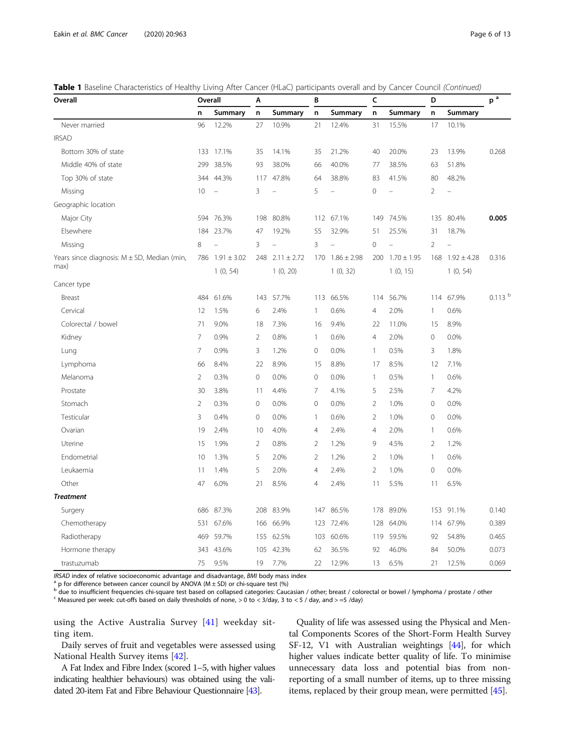**Table 1** Baseline Characteristics of Healthy Living After Cancer (HLaC) participants overall and by Cancer Council *(Continued)*

| Overall | Overall | | A | | B | | C | | D | | p [a] |
|---|---|---|---|---|---|---|---|---|---|---|---|
| | n | Summary | n | Summary | n | Summary | n | Summary | n | Summary | |
| Never married | 96 | 12.2% | 27 | 10.9% | 21 | 12.4% | 31 | 15.5% | 17 | 10.1% | |
| IRSAD | | | | | | | | | | | |
| Bottom 30% of state | 133 | 17.1% | 35 | 14.1% | 35 | 21.2% | 40 | 20.0% | 23 | 13.9% | 0.268 |
| Middle 40% of state | 299 | 38.5% | 93 | 38.0% | 66 | 40.0% | 77 | 38.5% | 63 | 51.8% | |
| Top 30% of state | 344 | 44.3% | 117 | 47.8% | 64 | 38.8% | 83 | 41.5% | 80 | 48.2% | |
| Missing | 10 | – | 3 | – | 5 | – | 0 | – | 2 | – | |
| Geographic location | | | | | | | | | | | |
| Major City | 594 | 76.3% | 198 | 80.8% | 112 | 67.1% | 149 | 74.5% | 135 | 80.4% | **0.005** |
| Elsewhere | 184 | 23.7% | 47 | 19.2% | 55 | 32.9% | 51 | 25.5% | 31 | 18.7% | |
| Missing | 8 | – | 3 | – | 3 | – | 0 | – | 2 | – | |
| Years since diagnosis: M ± SD, Median (min, max) | 786 | 1.91 ± 3.02<br>1 (0, 54) | 248 | 2.11 ± 2.72<br>1 (0, 20) | 170 | 1.86 ± 2.98<br>1 (0, 32) | 200 | 1.70 ± 1.95<br>1 (0, 15) | 168 | 1.92 ± 4.28<br>1 (0, 54) | 0.316 |
| Cancer type | | | | | | | | | | | |
| Breast | 484 | 61.6% | 143 | 57.7% | 113 | 66.5% | 114 | 56.7% | 114 | 67.9% | 0.113 [b] |
| Cervical | 12 | 1.5% | 6 | 2.4% | 1 | 0.6% | 4 | 2.0% | 1 | 0.6% | |
| Colorectal / bowel | 71 | 9.0% | 18 | 7.3% | 16 | 9.4% | 22 | 11.0% | 15 | 8.9% | |
| Kidney | 7 | 0.9% | 2 | 0.8% | 1 | 0.6% | 4 | 2.0% | 0 | 0.0% | |
| Lung | 7 | 0.9% | 3 | 1.2% | 0 | 0.0% | 1 | 0.5% | 3 | 1.8% | |
| Lymphoma | 66 | 8.4% | 22 | 8.9% | 15 | 8.8% | 17 | 8.5% | 12 | 7.1% | |
| Melanoma | 2 | 0.3% | 0 | 0.0% | 0 | 0.0% | 1 | 0.5% | 1 | 0.6% | |
| Prostate | 30 | 3.8% | 11 | 4.4% | 7 | 4.1% | 5 | 2.5% | 7 | 4.2% | |
| Stomach | 2 | 0.3% | 0 | 0.0% | 0 | 0.0% | 2 | 1.0% | 0 | 0.0% | |
| Testicular | 3 | 0.4% | 0 | 0.0% | 1 | 0.6% | 2 | 1.0% | 0 | 0.0% | |
| Ovarian | 19 | 2.4% | 10 | 4.0% | 4 | 2.4% | 4 | 2.0% | 1 | 0.6% | |
| Uterine | 15 | 1.9% | 2 | 0.8% | 2 | 1.2% | 9 | 4.5% | 2 | 1.2% | |
| Endometrial | 10 | 1.3% | 5 | 2.0% | 2 | 1.2% | 2 | 1.0% | 1 | 0.6% | |
| Leukaemia | 11 | 1.4% | 5 | 2.0% | 4 | 2.4% | 2 | 1.0% | 0 | 0.0% | |
| Other | 47 | 6.0% | 21 | 8.5% | 4 | 2.4% | 11 | 5.5% | 11 | 6.5% | |
| ***Treatment*** | | | | | | | | | | | |
| Surgery | 686 | 87.3% | 208 | 83.9% | 147 | 86.5% | 178 | 89.0% | 153 | 91.1% | 0.140 |
| Chemotherapy | 531 | 67.6% | 166 | 66.9% | 123 | 72.4% | 128 | 64.0% | 114 | 67.9% | 0.389 |
| Radiotherapy | 469 | 59.7% | 155 | 62.5% | 103 | 60.6% | 119 | 59.5% | 92 | 54.8% | 0.465 |
| Hormone therapy | 343 | 43.6% | 105 | 42.3% | 62 | 36.5% | 92 | 46.0% | 84 | 50.0% | 0.073 |
| trastuzumab | 75 | 9.5% | 19 | 7.7% | 22 | 12.9% | 13 | 6.5% | 21 | 12.5% | 0.069 |

*IRSAD* index of relative socioeconomic advantage and disadvantage, *BMI* body mass index
[a] p for difference between cancer council by ANOVA (M ± SD) or chi-square test (%)
[b] due to insufficient frequencies chi-square test based on collapsed categories: Caucasian / other; breast / colorectal or bowel / lymphoma / prostate / other
[c] Measured per week: cut-offs based on daily thresholds of none, > 0 to < 3/day, 3 to < 5 / day, and > =5 /day)

using the Active Australia Survey [41] weekday sitting item.

Daily serves of fruit and vegetables were assessed using National Health Survey items [42].

A Fat Index and Fibre Index (scored 1–5, with higher values indicating healthier behaviours) was obtained using the validated 20-item Fat and Fibre Behaviour Questionnaire [43].

Quality of life was assessed using the Physical and Mental Components Scores of the Short-Form Health Survey SF-12, V1 with Australian weightings [44], for which higher values indicate better quality of life. To minimise unnecessary data loss and potential bias from non-reporting of a small number of items, up to three missing items, replaced by their group mean, were permitted [45].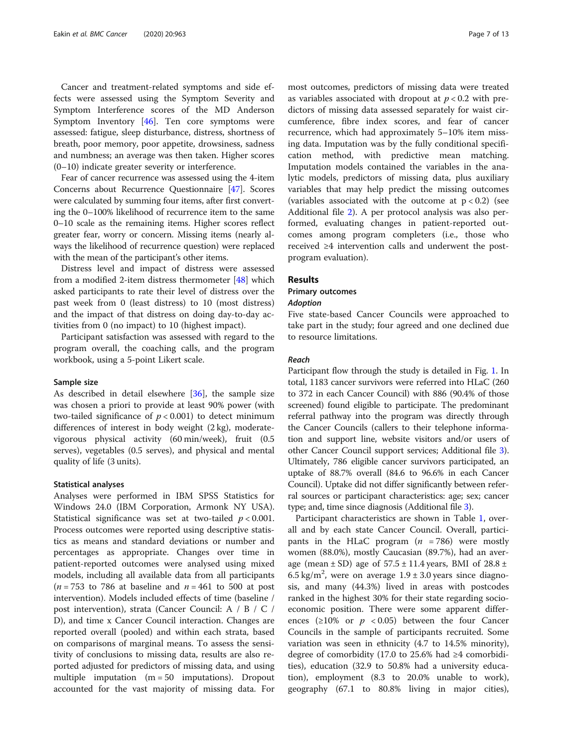Cancer and treatment-related symptoms and side effects were assessed using the Symptom Severity and Symptom Interference scores of the MD Anderson Symptom Inventory [46]. Ten core symptoms were assessed: fatigue, sleep disturbance, distress, shortness of breath, poor memory, poor appetite, drowsiness, sadness and numbness; an average was then taken. Higher scores (0–10) indicate greater severity or interference.

Fear of cancer recurrence was assessed using the 4-item Concerns about Recurrence Questionnaire [47]. Scores were calculated by summing four items, after first converting the 0–100% likelihood of recurrence item to the same 0–10 scale as the remaining items. Higher scores reflect greater fear, worry or concern. Missing items (nearly always the likelihood of recurrence question) were replaced with the mean of the participant's other items.

Distress level and impact of distress were assessed from a modified 2-item distress thermometer [48] which asked participants to rate their level of distress over the past week from 0 (least distress) to 10 (most distress) and the impact of that distress on doing day-to-day activities from 0 (no impact) to 10 (highest impact).

Participant satisfaction was assessed with regard to the program overall, the coaching calls, and the program workbook, using a 5-point Likert scale.

### Sample size

As described in detail elsewhere [36], the sample size was chosen a priori to provide at least 90% power (with two-tailed significance of $p < 0.001$) to detect minimum differences of interest in body weight (2 kg), moderate-vigorous physical activity (60 min/week), fruit (0.5 serves), vegetables (0.5 serves), and physical and mental quality of life (3 units).

### Statistical analyses

Analyses were performed in IBM SPSS Statistics for Windows 24.0 (IBM Corporation, Armonk NY USA). Statistical significance was set at two-tailed $p < 0.001$. Process outcomes were reported using descriptive statistics as means and standard deviations or number and percentages as appropriate. Changes over time in patient-reported outcomes were analysed using mixed models, including all available data from all participants ($n = 753$ to 786 at baseline and $n = 461$ to 500 at post intervention). Models included effects of time (baseline / post intervention), strata (Cancer Council: A / B / C / D), and time x Cancer Council interaction. Changes are reported overall (pooled) and within each strata, based on comparisons of marginal means. To assess the sensitivity of conclusions to missing data, results are also reported adjusted for predictors of missing data, and using multiple imputation ($m = 50$ imputations). Dropout accounted for the vast majority of missing data. For most outcomes, predictors of missing data were treated as variables associated with dropout at $p < 0.2$ with predictors of missing data assessed separately for waist circumference, fibre index scores, and fear of cancer recurrence, which had approximately 5–10% item missing data. Imputation was by the fully conditional specification method, with predictive mean matching. Imputation models contained the variables in the analytic models, predictors of missing data, plus auxiliary variables that may help predict the missing outcomes (variables associated with the outcome at $p < 0.2$) (see Additional file 2). A per protocol analysis was also performed, evaluating changes in patient-reported outcomes among program completers (i.e., those who received ≥4 intervention calls and underwent the post-program evaluation).

## Results

### Primary outcomes

#### *Adoption*

Five state-based Cancer Councils were approached to take part in the study; four agreed and one declined due to resource limitations.

#### *Reach*

Participant flow through the study is detailed in Fig. 1. In total, 1183 cancer survivors were referred into HLaC (260 to 372 in each Cancer Council) with 886 (90.4% of those screened) found eligible to participate. The predominant referral pathway into the program was directly through the Cancer Councils (callers to their telephone information and support line, website visitors and/or users of other Cancer Council support services; Additional file 3). Ultimately, 786 eligible cancer survivors participated, an uptake of 88.7% overall (84.6 to 96.6% in each Cancer Council). Uptake did not differ significantly between referral sources or participant characteristics: age; sex; cancer type; and, time since diagnosis (Additional file 3).

Participant characteristics are shown in Table 1, overall and by each state Cancer Council. Overall, participants in the HLaC program ($n = 786$) were mostly women (88.0%), mostly Caucasian (89.7%), had an average (mean ± SD) age of 57.5 ± 11.4 years, BMI of 28.8 ± 6.5 kg/m$^2$, were on average 1.9 ± 3.0 years since diagnosis, and many (44.3%) lived in areas with postcodes ranked in the highest 30% for their state regarding socioeconomic position. There were some apparent differences (≥10% or $p < 0.05$) between the four Cancer Councils in the sample of participants recruited. Some variation was seen in ethnicity (4.7 to 14.5% minority), degree of comorbidity (17.0 to 25.6% had ≥4 comorbidities), education (32.9 to 50.8% had a university education), employment (8.3 to 20.0% unable to work), geography (67.1 to 80.8% living in major cities),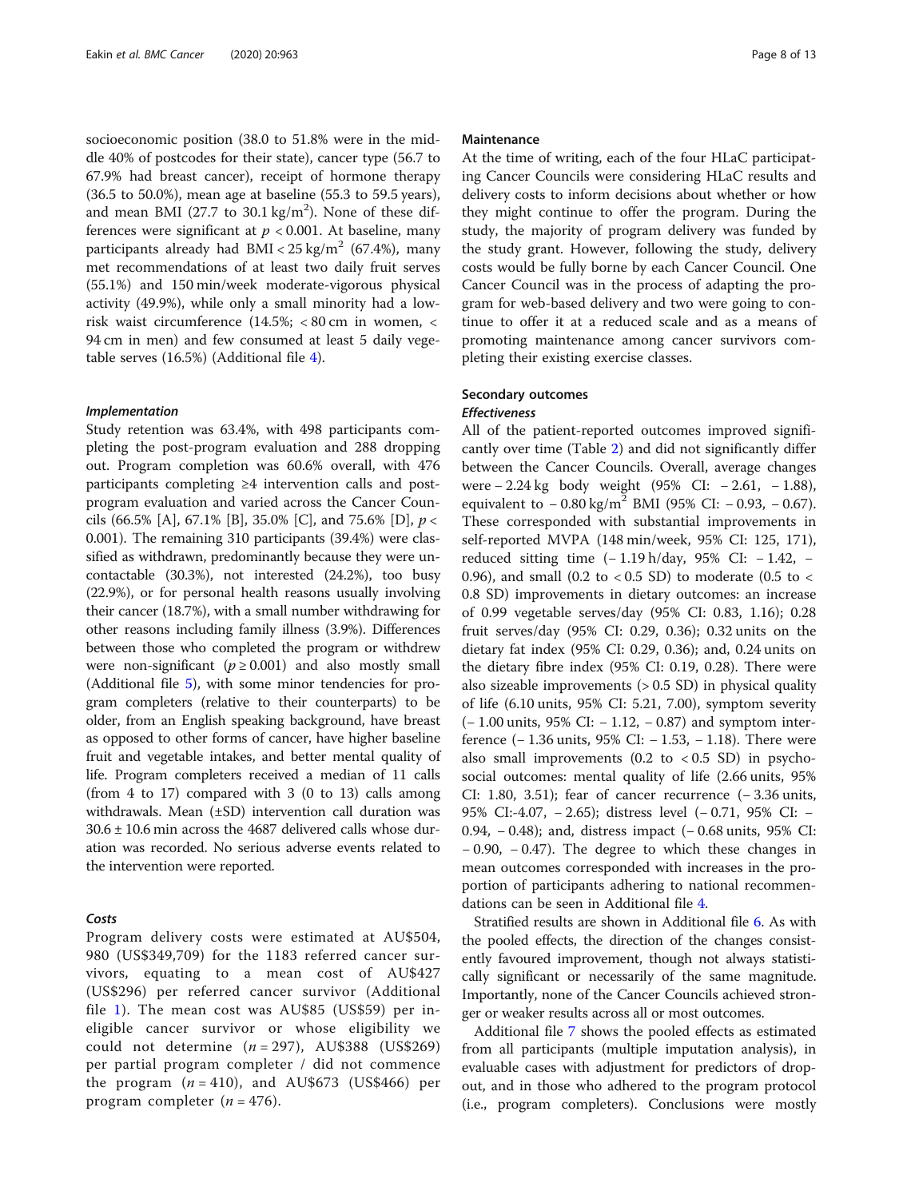socioeconomic position (38.0 to 51.8% were in the middle 40% of postcodes for their state), cancer type (56.7 to 67.9% had breast cancer), receipt of hormone therapy (36.5 to 50.0%), mean age at baseline (55.3 to 59.5 years), and mean BMI (27.7 to 30.1 kg/m$^2$). None of these differences were significant at $p < 0.001$. At baseline, many participants already had BMI < 25 kg/m$^2$ (67.4%), many met recommendations of at least two daily fruit serves (55.1%) and 150 min/week moderate-vigorous physical activity (49.9%), while only a small minority had a low-risk waist circumference (14.5%; < 80 cm in women, < 94 cm in men) and few consumed at least 5 daily vegetable serves (16.5%) (Additional file 4).

#### *Implementation*

Study retention was 63.4%, with 498 participants completing the post-program evaluation and 288 dropping out. Program completion was 60.6% overall, with 476 participants completing ≥4 intervention calls and post-program evaluation and varied across the Cancer Councils (66.5% [A], 67.1% [B], 35.0% [C], and 75.6% [D], $p < 0.001$). The remaining 310 participants (39.4%) were classified as withdrawn, predominantly because they were uncontactable (30.3%), not interested (24.2%), too busy (22.9%), or for personal health reasons usually involving their cancer (18.7%), with a small number withdrawing for other reasons including family illness (3.9%). Differences between those who completed the program or withdrew were non-significant ($p \geq 0.001$) and also mostly small (Additional file 5), with some minor tendencies for program completers (relative to their counterparts) to be older, from an English speaking background, have breast as opposed to other forms of cancer, have higher baseline fruit and vegetable intakes, and better mental quality of life. Program completers received a median of 11 calls (from 4 to 17) compared with 3 (0 to 13) calls among withdrawals. Mean (±SD) intervention call duration was 30.6 ± 10.6 min across the 4687 delivered calls whose duration was recorded. No serious adverse events related to the intervention were reported.

#### *Costs*

Program delivery costs were estimated at AU$504,980 (US$349,709) for the 1183 referred cancer survivors, equating to a mean cost of AU$427 (US$296) per referred cancer survivor (Additional file 1). The mean cost was AU$85 (US$59) per ineligible cancer survivor or whose eligibility we could not determine ($n = 297$), AU$388 (US$269) per partial program completer / did not commence the program ($n = 410$), and AU$673 (US$466) per program completer ($n = 476$).

#### Maintenance

At the time of writing, each of the four HLaC participating Cancer Councils were considering HLaC results and delivery costs to inform decisions about whether or how they might continue to offer the program. During the study, the majority of program delivery was funded by the study grant. However, following the study, delivery costs would be fully borne by each Cancer Council. One Cancer Council was in the process of adapting the program for web-based delivery and two were going to continue to offer it at a reduced scale and as a means of promoting maintenance among cancer survivors completing their existing exercise classes.

### Secondary outcomes

#### *Effectiveness*

All of the patient-reported outcomes improved significantly over time (Table 2) and did not significantly differ between the Cancer Councils. Overall, average changes were −2.24 kg body weight (95% CI: −2.61, −1.88), equivalent to −0.80 kg/m$^2$ BMI (95% CI: −0.93, −0.67). These corresponded with substantial improvements in self-reported MVPA (148 min/week, 95% CI: 125, 171), reduced sitting time (−1.19 h/day, 95% CI: −1.42, −0.96), and small (0.2 to < 0.5 SD) to moderate (0.5 to < 0.8 SD) improvements in dietary outcomes: an increase of 0.99 vegetable serves/day (95% CI: 0.83, 1.16); 0.28 fruit serves/day (95% CI: 0.29, 0.36); 0.32 units on the dietary fat index (95% CI: 0.29, 0.36); and, 0.24 units on the dietary fibre index (95% CI: 0.19, 0.28). There were also sizeable improvements (> 0.5 SD) in physical quality of life (6.10 units, 95% CI: 5.21, 7.00), symptom severity (−1.00 units, 95% CI: −1.12, −0.87) and symptom interference (−1.36 units, 95% CI: −1.53, −1.18). There were also small improvements (0.2 to < 0.5 SD) in psychosocial outcomes: mental quality of life (2.66 units, 95% CI: 1.80, 3.51); fear of cancer recurrence (−3.36 units, 95% CI:-4.07, −2.65); distress level (−0.71, 95% CI: −0.94, −0.48); and, distress impact (−0.68 units, 95% CI: −0.90, −0.47). The degree to which these changes in mean outcomes corresponded with increases in the proportion of participants adhering to national recommendations can be seen in Additional file 4.

Stratified results are shown in Additional file 6. As with the pooled effects, the direction of the changes consistently favoured improvement, though not always statistically significant or necessarily of the same magnitude. Importantly, none of the Cancer Councils achieved stronger or weaker results across all or most outcomes.

Additional file 7 shows the pooled effects as estimated from all participants (multiple imputation analysis), in evaluable cases with adjustment for predictors of dropout, and in those who adhered to the program protocol (i.e., program completers). Conclusions were mostly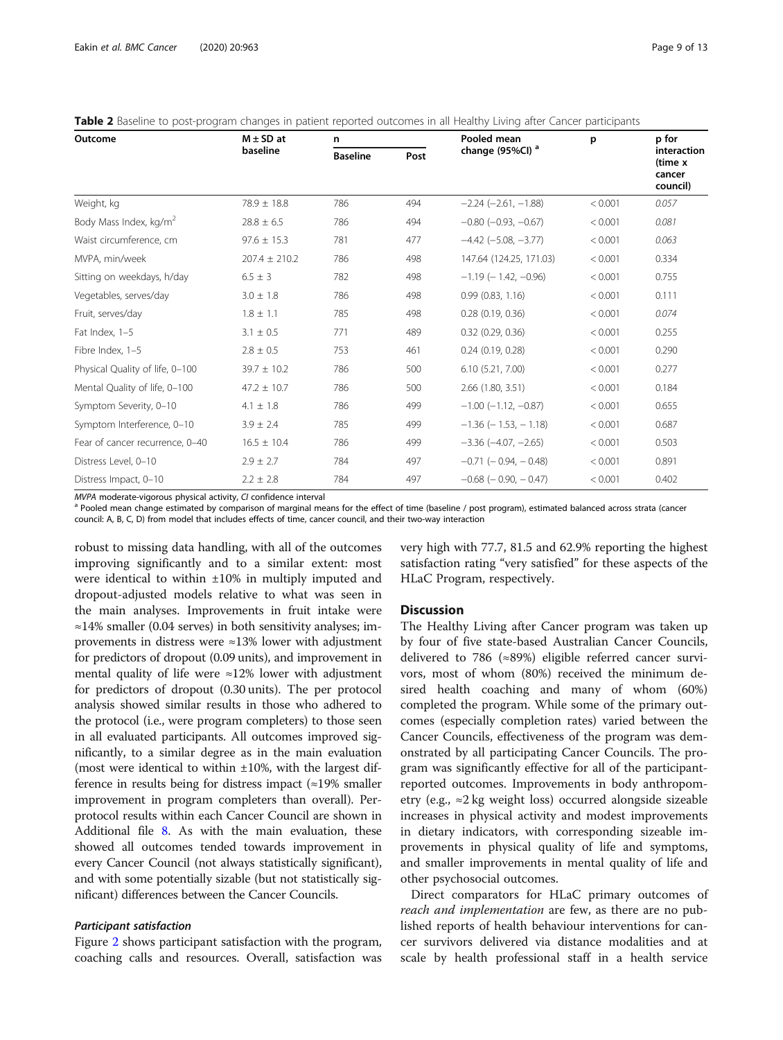**Table 2** Baseline to post-program changes in patient reported outcomes in all Healthy Living after Cancer participants

| Outcome | M ± SD at baseline | n | | Pooled mean change (95%CI) [a] | p | p for interaction (time x cancer council) |
|---|---|---|---|---|---|---|
| | | Baseline | Post | | | |
| Weight, kg | 78.9 ± 18.8 | 786 | 494 | −2.24 (−2.61, −1.88) | < 0.001 | *0.057* |
| Body Mass Index, kg/m$^2$ | 28.8 ± 6.5 | 786 | 494 | −0.80 (−0.93, −0.67) | < 0.001 | *0.081* |
| Waist circumference, cm | 97.6 ± 15.3 | 781 | 477 | −4.42 (−5.08, −3.77) | < 0.001 | *0.063* |
| MVPA, min/week | 207.4 ± 210.2 | 786 | 498 | 147.64 (124.25, 171.03) | < 0.001 | 0.334 |
| Sitting on weekdays, h/day | 6.5 ± 3 | 782 | 498 | −1.19 (− 1.42, −0.96) | < 0.001 | 0.755 |
| Vegetables, serves/day | 3.0 ± 1.8 | 786 | 498 | 0.99 (0.83, 1.16) | < 0.001 | 0.111 |
| Fruit, serves/day | 1.8 ± 1.1 | 785 | 498 | 0.28 (0.19, 0.36) | < 0.001 | *0.074* |
| Fat Index, 1–5 | 3.1 ± 0.5 | 771 | 489 | 0.32 (0.29, 0.36) | < 0.001 | 0.255 |
| Fibre Index, 1–5 | 2.8 ± 0.5 | 753 | 461 | 0.24 (0.19, 0.28) | < 0.001 | 0.290 |
| Physical Quality of life, 0–100 | 39.7 ± 10.2 | 786 | 500 | 6.10 (5.21, 7.00) | < 0.001 | 0.277 |
| Mental Quality of life, 0–100 | 47.2 ± 10.7 | 786 | 500 | 2.66 (1.80, 3.51) | < 0.001 | 0.184 |
| Symptom Severity, 0–10 | 4.1 ± 1.8 | 786 | 499 | −1.00 (−1.12, −0.87) | < 0.001 | 0.655 |
| Symptom Interference, 0–10 | 3.9 ± 2.4 | 785 | 499 | −1.36 (− 1.53, − 1.18) | < 0.001 | 0.687 |
| Fear of cancer recurrence, 0–40 | 16.5 ± 10.4 | 786 | 499 | −3.36 (−4.07, −2.65) | < 0.001 | 0.503 |
| Distress Level, 0–10 | 2.9 ± 2.7 | 784 | 497 | −0.71 (− 0.94, − 0.48) | < 0.001 | 0.891 |
| Distress Impact, 0–10 | 2.2 ± 2.8 | 784 | 497 | −0.68 (− 0.90, − 0.47) | < 0.001 | 0.402 |

*MVPA* moderate-vigorous physical activity, *CI* confidence interval

[a] Pooled mean change estimated by comparison of marginal means for the effect of time (baseline / post program), estimated balanced across strata (cancer council: A, B, C, D) from model that includes effects of time, cancer council, and their two-way interaction

robust to missing data handling, with all of the outcomes improving significantly and to a similar extent: most were identical to within ±10% in multiply imputed and dropout-adjusted models relative to what was seen in the main analyses. Improvements in fruit intake were ≈14% smaller (0.04 serves) in both sensitivity analyses; improvements in distress were ≈13% lower with adjustment for predictors of dropout (0.09 units), and improvement in mental quality of life were ≈12% lower with adjustment for predictors of dropout (0.30 units). The per protocol analysis showed similar results in those who adhered to the protocol (i.e., were program completers) to those seen in all evaluated participants. All outcomes improved significantly, to a similar degree as in the main evaluation (most were identical to within ±10%, with the largest difference in results being for distress impact (≈19% smaller improvement in program completers than overall). Per-protocol results within each Cancer Council are shown in Additional file 8. As with the main evaluation, these showed all outcomes tended towards improvement in every Cancer Council (not always statistically significant), and with some potentially sizable (but not statistically significant) differences between the Cancer Councils.

#### *Participant satisfaction*

Figure 2 shows participant satisfaction with the program, coaching calls and resources. Overall, satisfaction was very high with 77.7, 81.5 and 62.9% reporting the highest satisfaction rating "very satisfied" for these aspects of the HLaC Program, respectively.

## Discussion

The Healthy Living after Cancer program was taken up by four of five state-based Australian Cancer Councils, delivered to 786 (≈89%) eligible referred cancer survivors, most of whom (80%) received the minimum desired health coaching and many of whom (60%) completed the program. While some of the primary outcomes (especially completion rates) varied between the Cancer Councils, effectiveness of the program was demonstrated by all participating Cancer Councils. The program was significantly effective for all of the participant-reported outcomes. Improvements in body anthropometry (e.g., ≈2 kg weight loss) occurred alongside sizeable increases in physical activity and modest improvements in dietary indicators, with corresponding sizeable improvements in physical quality of life and symptoms, and smaller improvements in mental quality of life and other psychosocial outcomes.

Direct comparators for HLaC primary outcomes of *reach and implementation* are few, as there are no published reports of health behaviour interventions for cancer survivors delivered via distance modalities and at scale by health professional staff in a health service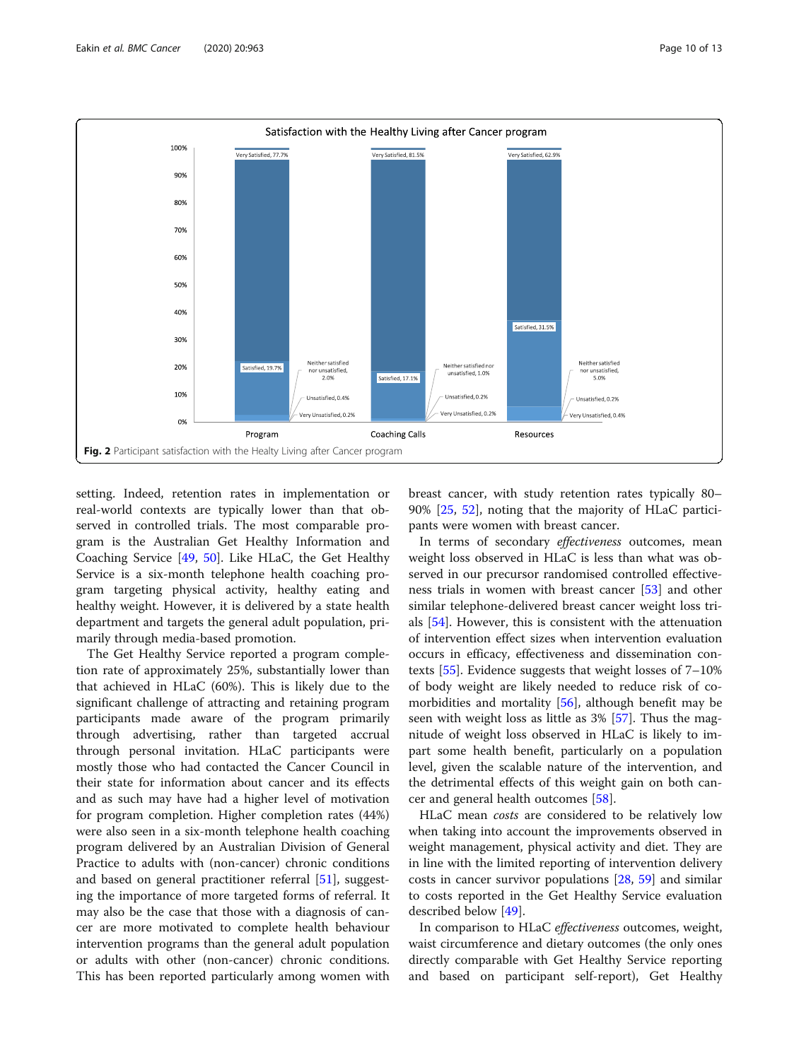Satisfaction with the Healthy Living after Cancer program

| | Program | Coaching Calls | Resources |
|---|---|---|---|
| Very Satisfied | 77.7% | 81.5% | 62.9% |
| Satisfied | 19.7% | 17.1% | 31.5% |
| Neither satisfied nor unsatisfied | 2.0% | 1.0% | 5.0% |
| Unsatisfied | 0.4% | 0.2% | 0.2% |
| Very Unsatisfied | 0.2% | 0.2% | 0.4% |

**Fig. 2** Participant satisfaction with the Healty Living after Cancer program

setting. Indeed, retention rates in implementation or real-world contexts are typically lower than that observed in controlled trials. The most comparable program is the Australian Get Healthy Information and Coaching Service [49, 50]. Like HLaC, the Get Healthy Service is a six-month telephone health coaching program targeting physical activity, healthy eating and healthy weight. However, it is delivered by a state health department and targets the general adult population, primarily through media-based promotion.

The Get Healthy Service reported a program completion rate of approximately 25%, substantially lower than that achieved in HLaC (60%). This is likely due to the significant challenge of attracting and retaining program participants made aware of the program primarily through advertising, rather than targeted accrual through personal invitation. HLaC participants were mostly those who had contacted the Cancer Council in their state for information about cancer and its effects and as such may have had a higher level of motivation for program completion. Higher completion rates (44%) were also seen in a six-month telephone health coaching program delivered by an Australian Division of General Practice to adults with (non-cancer) chronic conditions and based on general practitioner referral [51], suggesting the importance of more targeted forms of referral. It may also be the case that those with a diagnosis of cancer are more motivated to complete health behaviour intervention programs than the general adult population or adults with other (non-cancer) chronic conditions. This has been reported particularly among women with breast cancer, with study retention rates typically 80–90% [25, 52], noting that the majority of HLaC participants were women with breast cancer.

In terms of secondary *effectiveness* outcomes, mean weight loss observed in HLaC is less than what was observed in our precursor randomised controlled effectiveness trials in women with breast cancer [53] and other similar telephone-delivered breast cancer weight loss trials [54]. However, this is consistent with the attenuation of intervention effect sizes when intervention evaluation occurs in efficacy, effectiveness and dissemination contexts [55]. Evidence suggests that weight losses of 7–10% of body weight are likely needed to reduce risk of co-morbidities and mortality [56], although benefit may be seen with weight loss as little as 3% [57]. Thus the magnitude of weight loss observed in HLaC is likely to impart some health benefit, particularly on a population level, given the scalable nature of the intervention, and the detrimental effects of this weight gain on both cancer and general health outcomes [58].

HLaC mean *costs* are considered to be relatively low when taking into account the improvements observed in weight management, physical activity and diet. They are in line with the limited reporting of intervention delivery costs in cancer survivor populations [28, 59] and similar to costs reported in the Get Healthy Service evaluation described below [49].

In comparison to HLaC *effectiveness* outcomes, weight, waist circumference and dietary outcomes (the only ones directly comparable with Get Healthy Service reporting and based on participant self-report), Get Healthy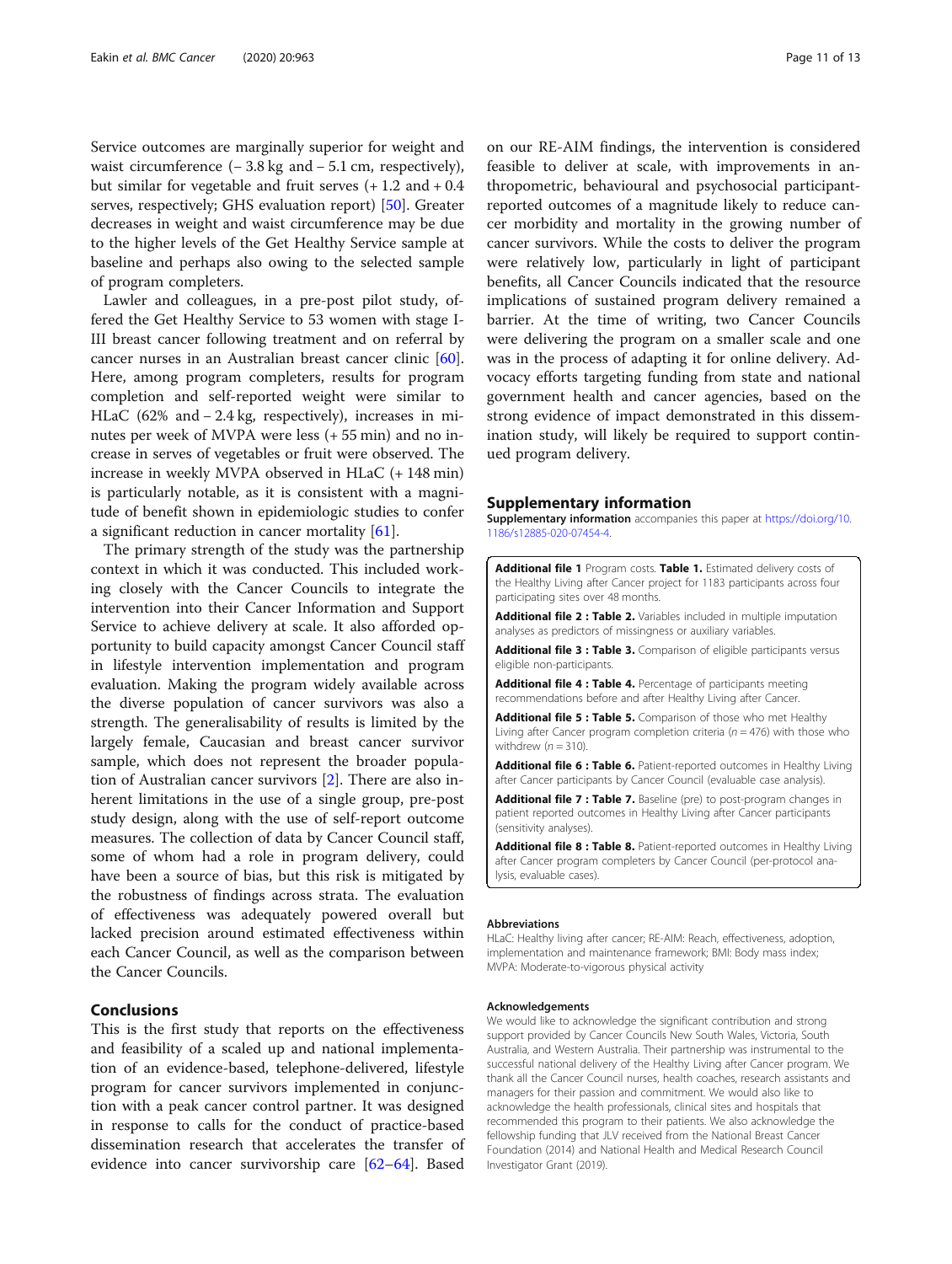Service outcomes are marginally superior for weight and waist circumference (– 3.8 kg and – 5.1 cm, respectively), but similar for vegetable and fruit serves (+ 1.2 and + 0.4 serves, respectively; GHS evaluation report) [50]. Greater decreases in weight and waist circumference may be due to the higher levels of the Get Healthy Service sample at baseline and perhaps also owing to the selected sample of program completers.

Lawler and colleagues, in a pre-post pilot study, offered the Get Healthy Service to 53 women with stage I-III breast cancer following treatment and on referral by cancer nurses in an Australian breast cancer clinic [60]. Here, among program completers, results for program completion and self-reported weight were similar to HLaC (62% and – 2.4 kg, respectively), increases in minutes per week of MVPA were less (+ 55 min) and no increase in serves of vegetables or fruit were observed. The increase in weekly MVPA observed in HLaC (+ 148 min) is particularly notable, as it is consistent with a magnitude of benefit shown in epidemiologic studies to confer a significant reduction in cancer mortality [61].

The primary strength of the study was the partnership context in which it was conducted. This included working closely with the Cancer Councils to integrate the intervention into their Cancer Information and Support Service to achieve delivery at scale. It also afforded opportunity to build capacity amongst Cancer Council staff in lifestyle intervention implementation and program evaluation. Making the program widely available across the diverse population of cancer survivors was also a strength. The generalisability of results is limited by the largely female, Caucasian and breast cancer survivor sample, which does not represent the broader population of Australian cancer survivors [2]. There are also inherent limitations in the use of a single group, pre-post study design, along with the use of self-report outcome measures. The collection of data by Cancer Council staff, some of whom had a role in program delivery, could have been a source of bias, but this risk is mitigated by the robustness of findings across strata. The evaluation of effectiveness was adequately powered overall but lacked precision around estimated effectiveness within each Cancer Council, as well as the comparison between the Cancer Councils.

## Conclusions

This is the first study that reports on the effectiveness and feasibility of a scaled up and national implementation of an evidence-based, telephone-delivered, lifestyle program for cancer survivors implemented in conjunction with a peak cancer control partner. It was designed in response to calls for the conduct of practice-based dissemination research that accelerates the transfer of evidence into cancer survivorship care [62–64]. Based on our RE-AIM findings, the intervention is considered feasible to deliver at scale, with improvements in anthropometric, behavioural and psychosocial participant-reported outcomes of a magnitude likely to reduce cancer morbidity and mortality in the growing number of cancer survivors. While the costs to deliver the program were relatively low, particularly in light of participant benefits, all Cancer Councils indicated that the resource implications of sustained program delivery remained a barrier. At the time of writing, two Cancer Councils were delivering the program on a smaller scale and one was in the process of adapting it for online delivery. Advocacy efforts targeting funding from state and national government health and cancer agencies, based on the strong evidence of impact demonstrated in this dissemination study, will likely be required to support continued program delivery.

## Supplementary information

**Supplementary information** accompanies this paper at https://doi.org/10.1186/s12885-020-07454-4.

**Additional file 1** Program costs. **Table 1.** Estimated delivery costs of the Healthy Living after Cancer project for 1183 participants across four participating sites over 48 months.

**Additional file 2 : Table 2.** Variables included in multiple imputation analyses as predictors of missingness or auxiliary variables.

**Additional file 3 : Table 3.** Comparison of eligible participants versus eligible non-participants.

**Additional file 4 : Table 4.** Percentage of participants meeting recommendations before and after Healthy Living after Cancer.

**Additional file 5 : Table 5.** Comparison of those who met Healthy Living after Cancer program completion criteria ($n = 476$) with those who withdrew ($n = 310$).

**Additional file 6 : Table 6.** Patient-reported outcomes in Healthy Living after Cancer participants by Cancer Council (evaluable case analysis).

**Additional file 7 : Table 7.** Baseline (pre) to post-program changes in patient reported outcomes in Healthy Living after Cancer participants (sensitivity analyses).

**Additional file 8 : Table 8.** Patient-reported outcomes in Healthy Living after Cancer program completers by Cancer Council (per-protocol analysis, evaluable cases).

#### Abbreviations

HLaC: Healthy living after cancer; RE-AIM: Reach, effectiveness, adoption, implementation and maintenance framework; BMI: Body mass index; MVPA: Moderate-to-vigorous physical activity

#### Acknowledgements

We would like to acknowledge the significant contribution and strong support provided by Cancer Councils New South Wales, Victoria, South Australia, and Western Australia. Their partnership was instrumental to the successful national delivery of the Healthy Living after Cancer program. We thank all the Cancer Council nurses, health coaches, research assistants and managers for their passion and commitment. We would also like to acknowledge the health professionals, clinical sites and hospitals that recommended this program to their patients. We also acknowledge the fellowship funding that JLV received from the National Breast Cancer Foundation (2014) and National Health and Medical Research Council Investigator Grant (2019).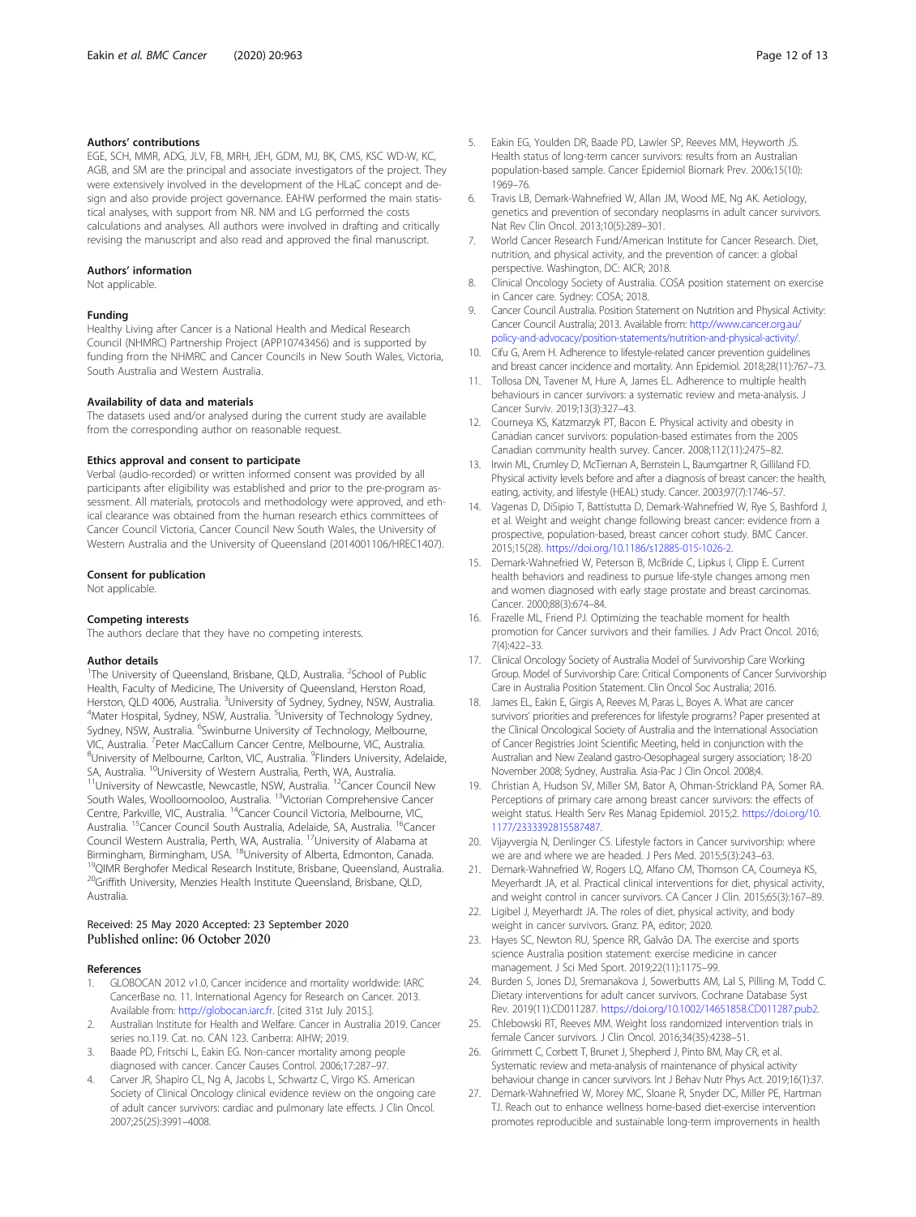### Authors' contributions

EGE, SCH, MMR, ADG, JLV, FB, MRH, JEH, GDM, MJ, BK, CMS, KSC WD-W, KC, AGB, and SM are the principal and associate investigators of the project. They were extensively involved in the development of the HLaC concept and design and also provide project governance. EAHW performed the main statistical analyses, with support from NR. NM and LG performed the costs calculations and analyses. All authors were involved in drafting and critically revising the manuscript and also read and approved the final manuscript.

### Authors' information

Not applicable.

### Funding

Healthy Living after Cancer is a National Health and Medical Research Council (NHMRC) Partnership Project (APP10743456) and is supported by funding from the NHMRC and Cancer Councils in New South Wales, Victoria, South Australia and Western Australia.

### Availability of data and materials

The datasets used and/or analysed during the current study are available from the corresponding author on reasonable request.

### Ethics approval and consent to participate

Verbal (audio-recorded) or written informed consent was provided by all participants after eligibility was established and prior to the pre-program assessment. All materials, protocols and methodology were approved, and ethical clearance was obtained from the human research ethics committees of Cancer Council Victoria, Cancer Council New South Wales, the University of Western Australia and the University of Queensland (2014001106/HREC1407).

### Consent for publication

Not applicable.

### Competing interests

The authors declare that they have no competing interests.

### Author details

[1]The University of Queensland, Brisbane, QLD, Australia. [2]School of Public Health, Faculty of Medicine, The University of Queensland, Herston Road, Herston, QLD 4006, Australia. [3]University of Sydney, Sydney, NSW, Australia. [4]Mater Hospital, Sydney, NSW, Australia. [5]University of Technology Sydney, Sydney, NSW, Australia. [6]Swinburne University of Technology, Melbourne, VIC, Australia. [7]Peter MacCallum Cancer Centre, Melbourne, VIC, Australia. [8]University of Melbourne, Carlton, VIC, Australia. [9]Flinders University, Adelaide, SA, Australia. [10]University of Western Australia, Perth, WA, Australia. [11]University of Newcastle, Newcastle, NSW, Australia. [12]Cancer Council New South Wales, Woolloomooloo, Australia. [13]Victorian Comprehensive Cancer Centre, Parkville, VIC, Australia. [14]Cancer Council Victoria, Melbourne, VIC, Australia. [15]Cancer Council South Australia, Adelaide, SA, Australia. [16]Cancer Council Western Australia, Perth, WA, Australia. [17]University of Alabama at Birmingham, Birmingham, USA. [18]University of Alberta, Edmonton, Canada. [19]QIMR Berghofer Medical Research Institute, Brisbane, Queensland, Australia. [20]Griffith University, Menzies Health Institute Queensland, Brisbane, QLD, Australia.

Received: 25 May 2020 Accepted: 23 September 2020
Published online: 06 October 2020

### References

1. GLOBOCAN 2012 v1.0, Cancer incidence and mortality worldwide: IARC CancerBase no. 11. International Agency for Research on Cancer. 2013. Available from: http://globocan.iarc.fr. [cited 31st July 2015.].
2. Australian Institute for Health and Welfare. Cancer in Australia 2019. Cancer series no.119. Cat. no. CAN 123. Canberra: AIHW; 2019.
3. Baade PD, Fritschi L, Eakin EG. Non-cancer mortality among people diagnosed with cancer. Cancer Causes Control. 2006;17:287–97.
4. Carver JR, Shapiro CL, Ng A, Jacobs L, Schwartz C, Virgo KS. American Society of Clinical Oncology clinical evidence review on the ongoing care of adult cancer survivors: cardiac and pulmonary late effects. J Clin Oncol. 2007;25(25):3991–4008.
5. Eakin EG, Youlden DR, Baade PD, Lawler SP, Reeves MM, Heyworth JS. Health status of long-term cancer survivors: results from an Australian population-based sample. Cancer Epidemiol Biomark Prev. 2006;15(10): 1969–76.
6. Travis LB, Demark-Wahnefried W, Allan JM, Wood ME, Ng AK. Aetiology, genetics and prevention of secondary neoplasms in adult cancer survivors. Nat Rev Clin Oncol. 2013;10(5):289–301.
7. World Cancer Research Fund/American Institute for Cancer Research. Diet, nutrition, and physical activity, and the prevention of cancer: a global perspective. Washington, DC: AICR; 2018.
8. Clinical Oncology Society of Australia. COSA position statement on exercise in Cancer care. Sydney: COSA; 2018.
9. Cancer Council Australia. Position Statement on Nutrition and Physical Activity: Cancer Council Australia; 2013. Available from: http://www.cancer.org.au/policy-and-advocacy/position-statements/nutrition-and-physical-activity/.
10. Cifu G, Arem H. Adherence to lifestyle-related cancer prevention guidelines and breast cancer incidence and mortality. Ann Epidemiol. 2018;28(11):767–73.
11. Tollosa DN, Tavener M, Hure A, James EL. Adherence to multiple health behaviours in cancer survivors: a systematic review and meta-analysis. J Cancer Surviv. 2019;13(3):327–43.
12. Courneya KS, Katzmarzyk PT, Bacon E. Physical activity and obesity in Canadian cancer survivors: population-based estimates from the 2005 Canadian community health survey. Cancer. 2008;112(11):2475–82.
13. Irwin ML, Crumley D, McTiernan A, Bernstein L, Baumgartner R, Gilliland FD. Physical activity levels before and after a diagnosis of breast cancer: the health, eating, activity, and lifestyle (HEAL) study. Cancer. 2003;97(7):1746–57.
14. Vagenas D, DiSipio T, Battistutta D, Demark-Wahnefried W, Rye S, Bashford J, et al. Weight and weight change following breast cancer: evidence from a prospective, population-based, breast cancer cohort study. BMC Cancer. 2015;15(28). https://doi.org/10.1186/s12885-015-1026-2.
15. Demark-Wahnefried W, Peterson B, McBride C, Lipkus I, Clipp E. Current health behaviors and readiness to pursue life-style changes among men and women diagnosed with early stage prostate and breast carcinomas. Cancer. 2000;88(3):674–84.
16. Frazelle ML, Friend PJ. Optimizing the teachable moment for health promotion for Cancer survivors and their families. J Adv Pract Oncol. 2016; 7(4):422–33.
17. Clinical Oncology Society of Australia Model of Survivorship Care Working Group. Model of Survivorship Care: Critical Components of Cancer Survivorship Care in Australia Position Statement. Clin Oncol Soc Australia; 2016.
18. James EL, Eakin E, Girgis A, Reeves M, Paras L, Boyes A. What are cancer survivors' priorities and preferences for lifestyle programs? Paper presented at the Clinical Oncological Society of Australia and the International Association of Cancer Registries Joint Scientific Meeting, held in conjunction with the Australian and New Zealand gastro-Oesophageal surgery association; 18-20 November 2008; Sydney, Australia. Asia-Pac J Clin Oncol. 2008;4.
19. Christian A, Hudson SV, Miller SM, Bator A, Ohman-Strickland PA, Somer RA. Perceptions of primary care among breast cancer survivors: the effects of weight status. Health Serv Res Manag Epidemiol. 2015;2. https://doi.org/10.1177/2333392815587487.
20. Vijayvergia N, Denlinger CS. Lifestyle factors in Cancer survivorship: where we are and where we are headed. J Pers Med. 2015;5(3):243–63.
21. Demark-Wahnefried W, Rogers LQ, Alfano CM, Thomson CA, Courneya KS, Meyerhardt JA, et al. Practical clinical interventions for diet, physical activity, and weight control in cancer survivors. CA Cancer J Clin. 2015;65(3):167–89.
22. Ligibel J, Meyerhardt JA. The roles of diet, physical activity, and body weight in cancer survivors. Granz. PA, editor; 2020.
23. Hayes SC, Newton RU, Spence RR, Galvão DA. The exercise and sports science Australia position statement: exercise medicine in cancer management. J Sci Med Sport. 2019;22(11):1175–99.
24. Burden S, Jones DJ, Sremanakova J, Sowerbutts AM, Lal S, Pilling M, Todd C. Dietary interventions for adult cancer survivors. Cochrane Database Syst Rev. 2019(11):CD011287. https://doi.org/10.1002/14651858.CD011287.pub2.
25. Chlebowski RT, Reeves MM. Weight loss randomized intervention trials in female Cancer survivors. J Clin Oncol. 2016;34(35):4238–51.
26. Grimmett C, Corbett T, Brunet J, Shepherd J, Pinto BM, May CR, et al. Systematic review and meta-analysis of maintenance of physical activity behaviour change in cancer survivors. Int J Behav Nutr Phys Act. 2019;16(1):37.
27. Demark-Wahnefried W, Morey MC, Sloane R, Snyder DC, Miller PE, Hartman TJ. Reach out to enhance wellness home-based diet-exercise intervention promotes reproducible and sustainable long-term improvements in health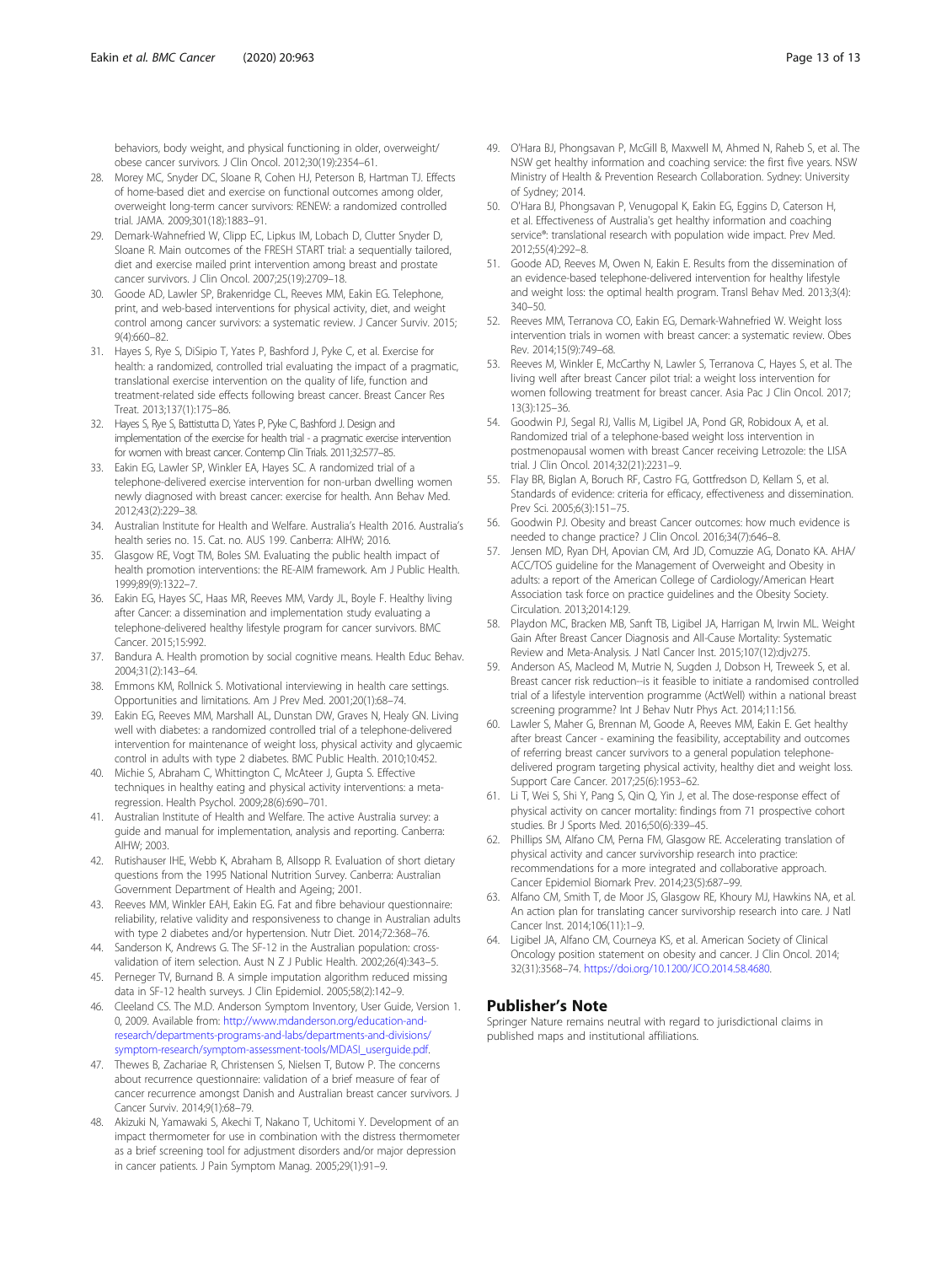behaviors, body weight, and physical functioning in older, overweight/obese cancer survivors. J Clin Oncol. 2012;30(19):2354–61.

28. Morey MC, Snyder DC, Sloane R, Cohen HJ, Peterson B, Hartman TJ. Effects of home-based diet and exercise on functional outcomes among older, overweight long-term cancer survivors: RENEW: a randomized controlled trial. JAMA. 2009;301(18):1883–91.
29. Demark-Wahnefried W, Clipp EC, Lipkus IM, Lobach D, Clutter Snyder D, Sloane R. Main outcomes of the FRESH START trial: a sequentially tailored, diet and exercise mailed print intervention among breast and prostate cancer survivors. J Clin Oncol. 2007;25(19):2709–18.
30. Goode AD, Lawler SP, Brakenridge CL, Reeves MM, Eakin EG. Telephone, print, and web-based interventions for physical activity, diet, and weight control among cancer survivors: a systematic review. J Cancer Surviv. 2015;9(4):660–82.
31. Hayes S, Rye S, DiSipio T, Yates P, Bashford J, Pyke C, et al. Exercise for health: a randomized, controlled trial evaluating the impact of a pragmatic, translational exercise intervention on the quality of life, function and treatment-related side effects following breast cancer. Breast Cancer Res Treat. 2013;137(1):175–86.
32. Hayes S, Rye S, Battistutta D, Yates P, Pyke C, Bashford J. Design and implementation of the exercise for health trial - a pragmatic exercise intervention for women with breast cancer. Contemp Clin Trials. 2011;32:577–85.
33. Eakin EG, Lawler SP, Winkler EA, Hayes SC. A randomized trial of a telephone-delivered exercise intervention for non-urban dwelling women newly diagnosed with breast cancer: exercise for health. Ann Behav Med. 2012;43(2):229–38.
34. Australian Institute for Health and Welfare. Australia's Health 2016. Australia's health series no. 15. Cat. no. AUS 199. Canberra: AIHW; 2016.
35. Glasgow RE, Vogt TM, Boles SM. Evaluating the public health impact of health promotion interventions: the RE-AIM framework. Am J Public Health. 1999;89(9):1322–7.
36. Eakin EG, Hayes SC, Haas MR, Reeves MM, Vardy JL, Boyle F. Healthy living after Cancer: a dissemination and implementation study evaluating a telephone-delivered healthy lifestyle program for cancer survivors. BMC Cancer. 2015;15:992.
37. Bandura A. Health promotion by social cognitive means. Health Educ Behav. 2004;31(2):143–64.
38. Emmons KM, Rollnick S. Motivational interviewing in health care settings. Opportunities and limitations. Am J Prev Med. 2001;20(1):68–74.
39. Eakin EG, Reeves MM, Marshall AL, Dunstan DW, Graves N, Healy GN. Living well with diabetes: a randomized controlled trial of a telephone-delivered intervention for maintenance of weight loss, physical activity and glycaemic control in adults with type 2 diabetes. BMC Public Health. 2010;10:452.
40. Michie S, Abraham C, Whittington C, McAteer J, Gupta S. Effective techniques in healthy eating and physical activity interventions: a meta-regression. Health Psychol. 2009;28(6):690–701.
41. Australian Institute of Health and Welfare. The active Australia survey: a guide and manual for implementation, analysis and reporting. Canberra: AIHW; 2003.
42. Rutishauser IHE, Webb K, Abraham B, Allsopp R. Evaluation of short dietary questions from the 1995 National Nutrition Survey. Canberra: Australian Government Department of Health and Ageing; 2001.
43. Reeves MM, Winkler EAH, Eakin EG. Fat and fibre behaviour questionnaire: reliability, relative validity and responsiveness to change in Australian adults with type 2 diabetes and/or hypertension. Nutr Diet. 2014;72:368–76.
44. Sanderson K, Andrews G. The SF-12 in the Australian population: cross-validation of item selection. Aust N Z J Public Health. 2002;26(4):343–5.
45. Perneger TV, Burnand B. A simple imputation algorithm reduced missing data in SF-12 health surveys. J Clin Epidemiol. 2005;58(2):142–9.
46. Cleeland CS. The M.D. Anderson Symptom Inventory, User Guide, Version 1.0, 2009. Available from: http://www.mdanderson.org/education-and-research/departments-programs-and-labs/departments-and-divisions/symptom-research/symptom-assessment-tools/MDASI_userguide.pdf.
47. Thewes B, Zachariae R, Christensen S, Nielsen T, Butow P. The concerns about recurrence questionnaire: validation of a brief measure of fear of cancer recurrence amongst Danish and Australian breast cancer survivors. J Cancer Surviv. 2014;9(1):68–79.
48. Akizuki N, Yamawaki S, Akechi T, Nakano T, Uchitomi Y. Development of an impact thermometer for use in combination with the distress thermometer as a brief screening tool for adjustment disorders and/or major depression in cancer patients. J Pain Symptom Manag. 2005;29(1):91–9.
49. O'Hara BJ, Phongsavan P, McGill B, Maxwell M, Ahmed N, Raheb S, et al. The NSW get healthy information and coaching service: the first five years. NSW Ministry of Health & Prevention Research Collaboration. Sydney: University of Sydney; 2014.
50. O'Hara BJ, Phongsavan P, Venugopal K, Eakin EG, Eggins D, Caterson H, et al. Effectiveness of Australia's get healthy information and coaching service®: translational research with population wide impact. Prev Med. 2012;55(4):292–8.
51. Goode AD, Reeves M, Owen N, Eakin E. Results from the dissemination of an evidence-based telephone-delivered intervention for healthy lifestyle and weight loss: the optimal health program. Transl Behav Med. 2013;3(4):340–50.
52. Reeves MM, Terranova CO, Eakin EG, Demark-Wahnefried W. Weight loss intervention trials in women with breast cancer: a systematic review. Obes Rev. 2014;15(9):749–68.
53. Reeves M, Winkler E, McCarthy N, Lawler S, Terranova C, Hayes S, et al. The living well after breast Cancer pilot trial: a weight loss intervention for women following treatment for breast cancer. Asia Pac J Clin Oncol. 2017;13(3):125–36.
54. Goodwin PJ, Segal RJ, Vallis M, Ligibel JA, Pond GR, Robidoux A, et al. Randomized trial of a telephone-based weight loss intervention in postmenopausal women with breast Cancer receiving Letrozole: the LISA trial. J Clin Oncol. 2014;32(21):2231–9.
55. Flay BR, Biglan A, Boruch RF, Castro FG, Gottfredson D, Kellam S, et al. Standards of evidence: criteria for efficacy, effectiveness and dissemination. Prev Sci. 2005;6(3):151–75.
56. Goodwin PJ. Obesity and breast Cancer outcomes: how much evidence is needed to change practice? J Clin Oncol. 2016;34(7):646–8.
57. Jensen MD, Ryan DH, Apovian CM, Ard JD, Comuzzie AG, Donato KA. AHA/ACC/TOS guideline for the Management of Overweight and Obesity in adults: a report of the American College of Cardiology/American Heart Association task force on practice guidelines and the Obesity Society. Circulation. 2013;2014:129.
58. Playdon MC, Bracken MB, Sanft TB, Ligibel JA, Harrigan M, Irwin ML. Weight Gain After Breast Cancer Diagnosis and All-Cause Mortality: Systematic Review and Meta-Analysis. J Natl Cancer Inst. 2015;107(12):djv275.
59. Anderson AS, Macleod M, Mutrie N, Sugden J, Dobson H, Treweek S, et al. Breast cancer risk reduction--is it feasible to initiate a randomised controlled trial of a lifestyle intervention programme (ActWell) within a national breast screening programme? Int J Behav Nutr Phys Act. 2014;11:156.
60. Lawler S, Maher G, Brennan M, Goode A, Reeves MM, Eakin E. Get healthy after breast Cancer - examining the feasibility, acceptability and outcomes of referring breast cancer survivors to a general population telephone-delivered program targeting physical activity, healthy diet and weight loss. Support Care Cancer. 2017;25(6):1953–62.
61. Li T, Wei S, Shi Y, Pang S, Qin Q, Yin J, et al. The dose-response effect of physical activity on cancer mortality: findings from 71 prospective cohort studies. Br J Sports Med. 2016;50(6):339–45.
62. Phillips SM, Alfano CM, Perna FM, Glasgow RE. Accelerating translation of physical activity and cancer survivorship research into practice: recommendations for a more integrated and collaborative approach. Cancer Epidemiol Biomark Prev. 2014;23(5):687–99.
63. Alfano CM, Smith T, de Moor JS, Glasgow RE, Khoury MJ, Hawkins NA, et al. An action plan for translating cancer survivorship research into care. J Natl Cancer Inst. 2014;106(11):1–9.
64. Ligibel JA, Alfano CM, Courneya KS, et al. American Society of Clinical Oncology position statement on obesity and cancer. J Clin Oncol. 2014;32(31):3568–74. https://doi.org/10.1200/JCO.2014.58.4680.

## Publisher's Note

Springer Nature remains neutral with regard to jurisdictional claims in published maps and institutional affiliations.